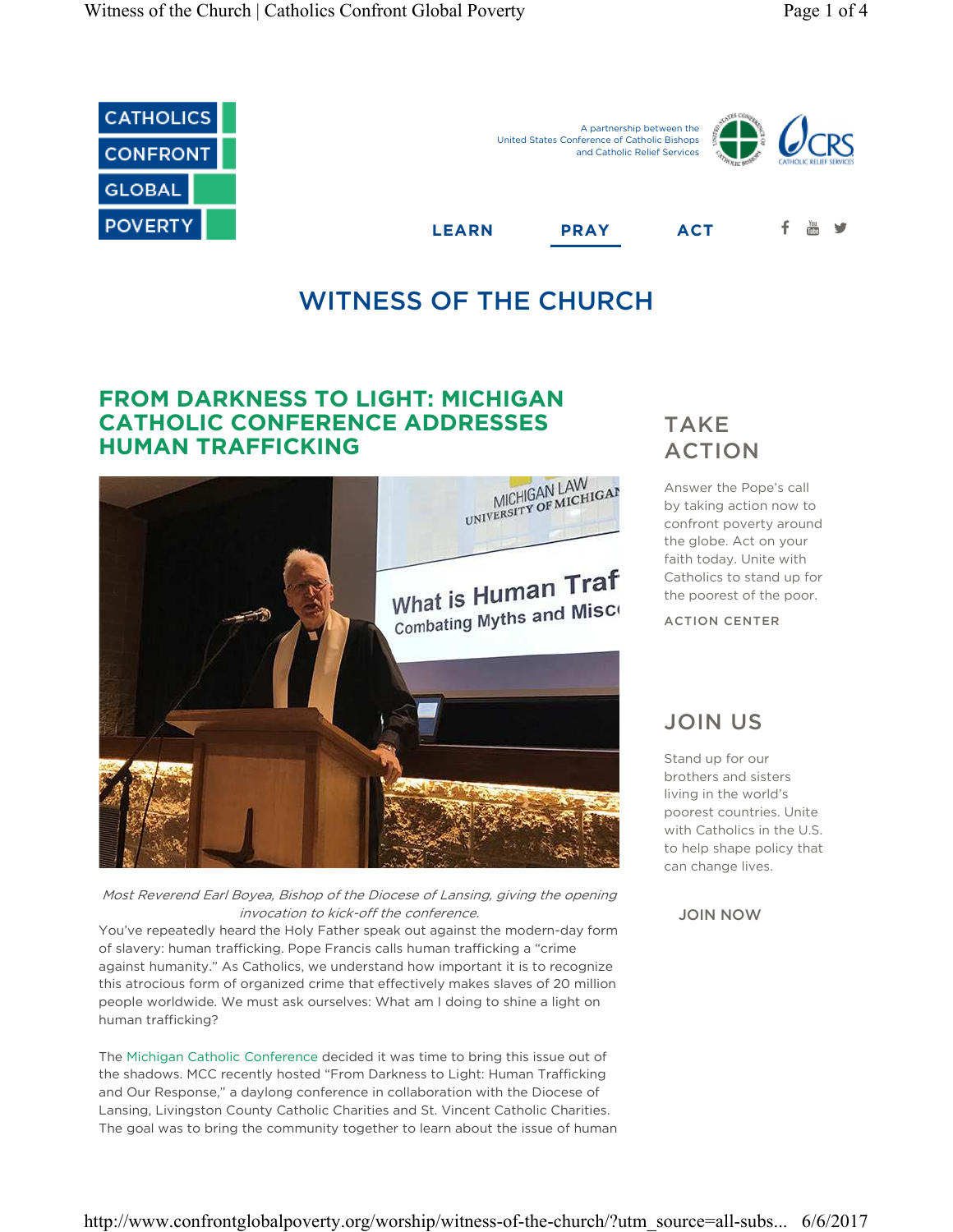CATHOLICS CONFRONT GLOBAL POVERTY

A partnership between the United States Conference of Catholic Bishops and Catholic Relief Services

LEARN PRAY ACT

# WITNESS OF THE CHURCH

## FROM DARKNESS TO LIGHT: MICHIGAN CATHOLIC CONFERENCE ADDRESSES HUMAN TRAFFICKING

*Most Reverend Earl Boyea, Bishop of the Diocese of Lansing, giving the opening invocation to kick-off the conference.*

You've repeatedly heard the Holy Father speak out against the modern-day form of slavery: human trafficking. Pope Francis calls human trafficking a "crime against humanity." As Catholics, we understand how important it is to recognize this atrocious form of organized crime that effectively makes slaves of 20 million people worldwide. We must ask ourselves: What am I doing to shine a light on human trafficking?

The Michigan Catholic Conference decided it was time to bring this issue out of the shadows. MCC recently hosted "From Darkness to Light: Human Trafficking and Our Response," a daylong conference in collaboration with the Diocese of Lansing, Livingston County Catholic Charities and St. Vincent Catholic Charities. The goal was to bring the community together to learn about the issue of human

## TAKE ACTION

Answer the Pope's call by taking action now to confront poverty around the globe. Act on your faith today. Unite with Catholics to stand up for the poorest of the poor.

ACTION CENTER

## JOIN US

Stand up for our brothers and sisters living in the world's poorest countries. Unite with Catholics in the U.S. to help shape policy that can change lives.

JOIN NOW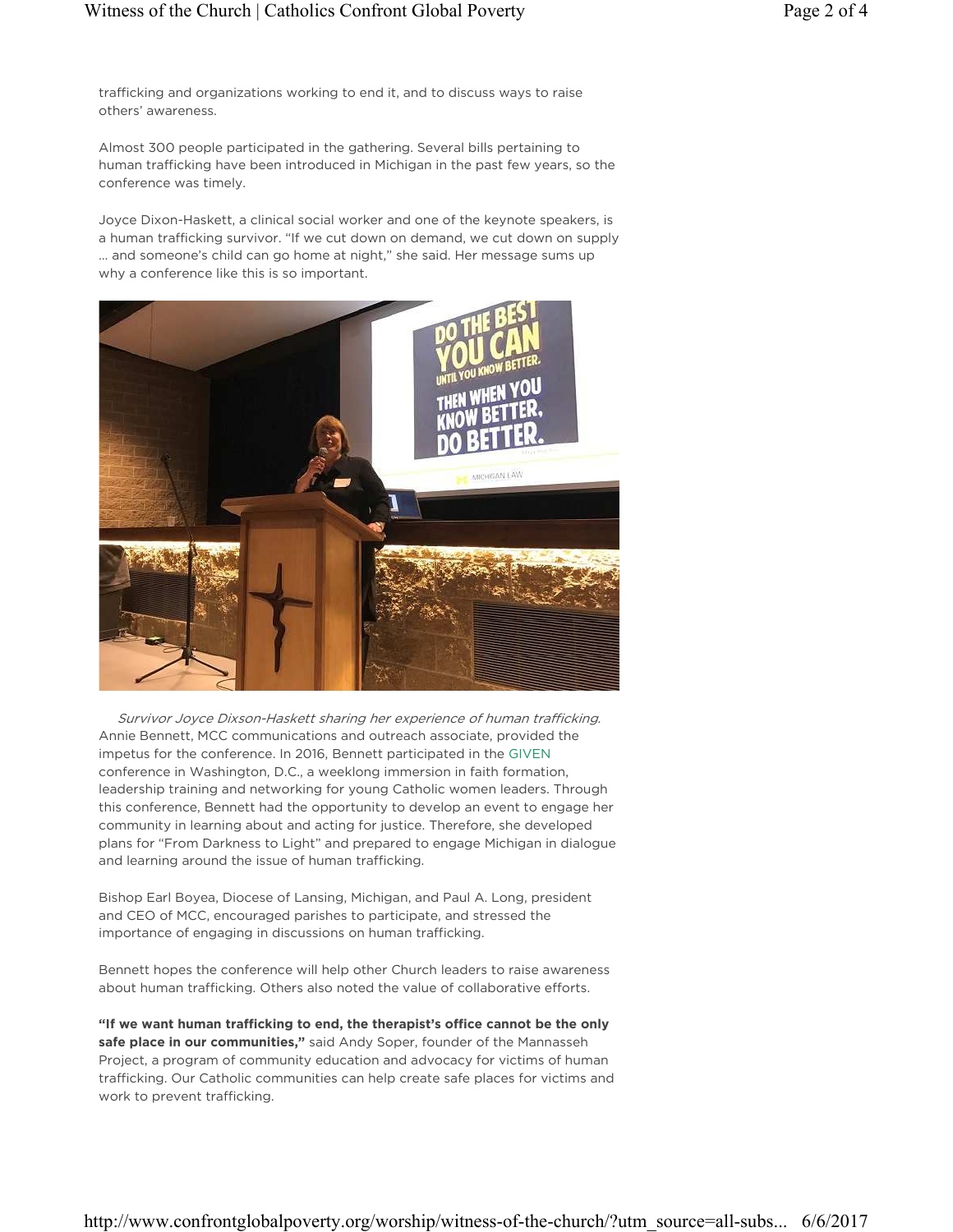trafficking and organizations working to end it, and to discuss ways to raise others' awareness.

Almost 300 people participated in the gathering. Several bills pertaining to human trafficking have been introduced in Michigan in the past few years, so the conference was timely.

Joyce Dixon-Haskett, a clinical social worker and one of the keynote speakers, is a human trafficking survivor. "If we cut down on demand, we cut down on supply … and someone's child can go home at night," she said. Her message sums up why a conference like this is so important.

*Survivor Joyce Dixson-Haskett sharing her experience of human trafficking.*

Annie Bennett, MCC communications and outreach associate, provided the impetus for the conference. In 2016, Bennett participated in the GIVEN conference in Washington, D.C., a weeklong immersion in faith formation, leadership training and networking for young Catholic women leaders. Through this conference, Bennett had the opportunity to develop an event to engage her community in learning about and acting for justice. Therefore, she developed plans for "From Darkness to Light" and prepared to engage Michigan in dialogue and learning around the issue of human trafficking.

Bishop Earl Boyea, Diocese of Lansing, Michigan, and Paul A. Long, president and CEO of MCC, encouraged parishes to participate, and stressed the importance of engaging in discussions on human trafficking.

Bennett hopes the conference will help other Church leaders to raise awareness about human trafficking. Others also noted the value of collaborative efforts.

**"If we want human trafficking to end, the therapist's office cannot be the only safe place in our communities,"** said Andy Soper, founder of the Mannasseh Project, a program of community education and advocacy for victims of human trafficking. Our Catholic communities can help create safe places for victims and work to prevent trafficking.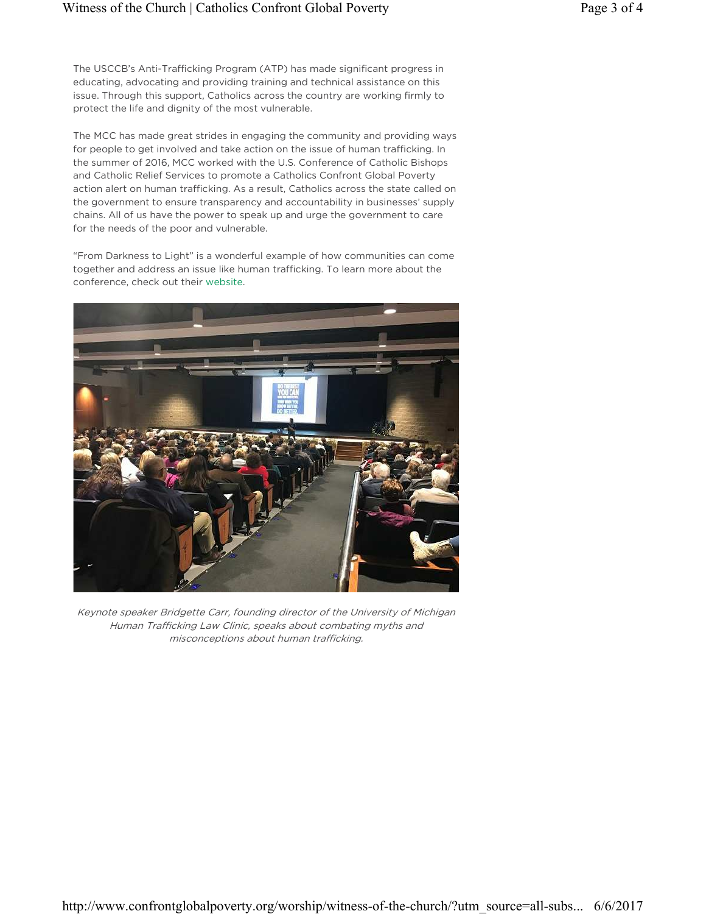The USCCB's Anti-Trafficking Program (ATP) has made significant progress in educating, advocating and providing training and technical assistance on this issue. Through this support, Catholics across the country are working firmly to protect the life and dignity of the most vulnerable.

The MCC has made great strides in engaging the community and providing ways for people to get involved and take action on the issue of human trafficking. In the summer of 2016, MCC worked with the U.S. Conference of Catholic Bishops and Catholic Relief Services to promote a Catholics Confront Global Poverty action alert on human trafficking. As a result, Catholics across the state called on the government to ensure transparency and accountability in businesses' supply chains. All of us have the power to speak up and urge the government to care for the needs of the poor and vulnerable.

"From Darkness to Light" is a wonderful example of how communities can come together and address an issue like human trafficking. To learn more about the conference, check out their website.

*Keynote speaker Bridgette Carr, founding director of the University of Michigan Human Trafficking Law Clinic, speaks about combating myths and misconceptions about human trafficking.*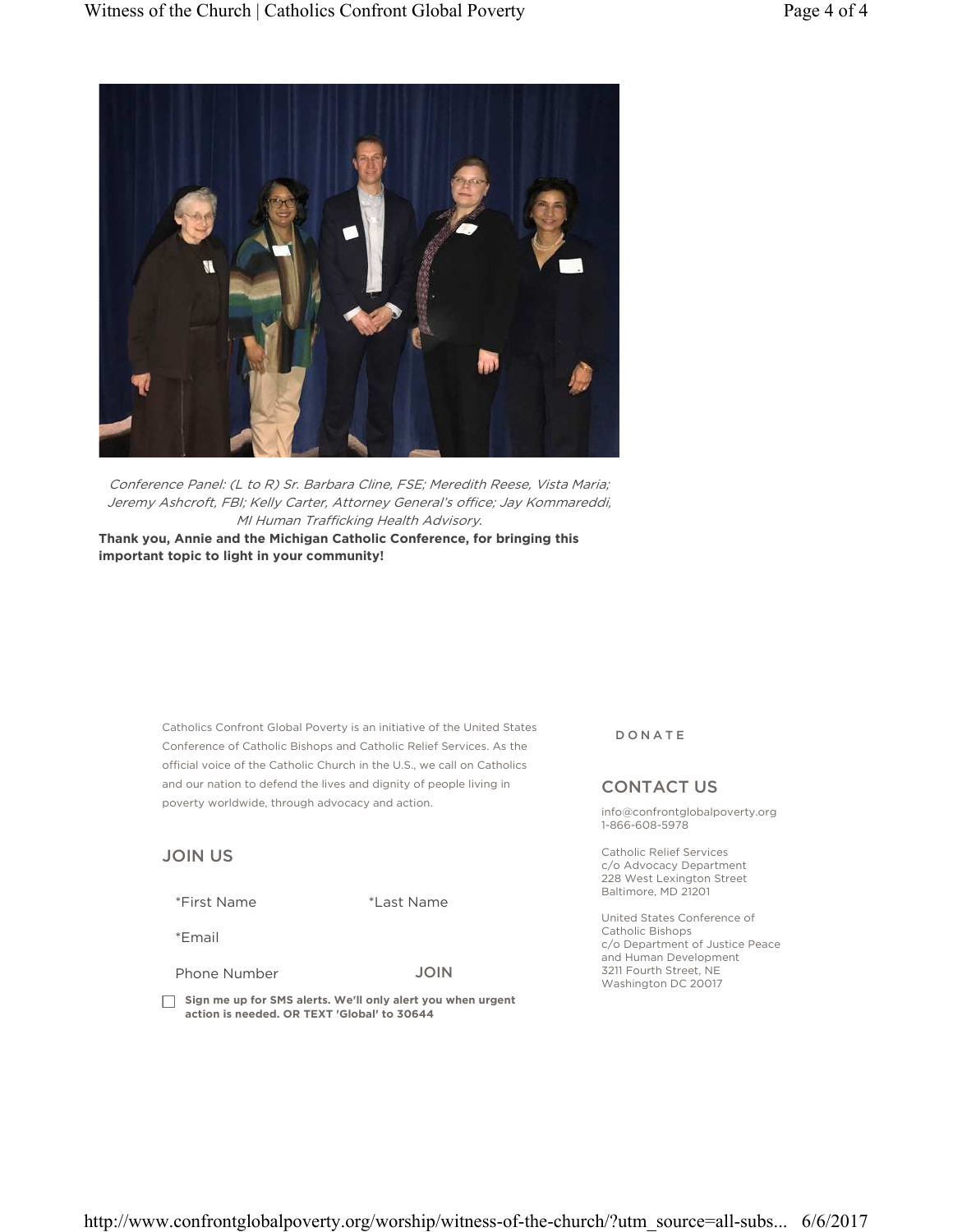*Conference Panel: (L to R) Sr. Barbara Cline, FSE; Meredith Reese, Vista Maria; Jeremy Ashcroft, FBI; Kelly Carter, Attorney General's office; Jay Kommareddi, MI Human Trafficking Health Advisory.*

**Thank you, Annie and the Michigan Catholic Conference, for bringing this important topic to light in your community!**

Catholics Confront Global Poverty is an initiative of the United States Conference of Catholic Bishops and Catholic Relief Services. As the official voice of the Catholic Church in the U.S., we call on Catholics and our nation to defend the lives and dignity of people living in poverty worldwide, through advocacy and action.

## JOIN US

*First Name

*Last Name

*Email

Phone Number

JOIN

- [ ] **Sign me up for SMS alerts. We'll only alert you when urgent action is needed. OR TEXT 'Global' to 30644**

DONATE

## CONTACT US

info@confrontglobalpoverty.org
1-866-608-5978

Catholic Relief Services
c/o Advocacy Department
228 West Lexington Street
Baltimore, MD 21201

United States Conference of Catholic Bishops
c/o Department of Justice Peace and Human Development
3211 Fourth Street, NE
Washington DC 20017